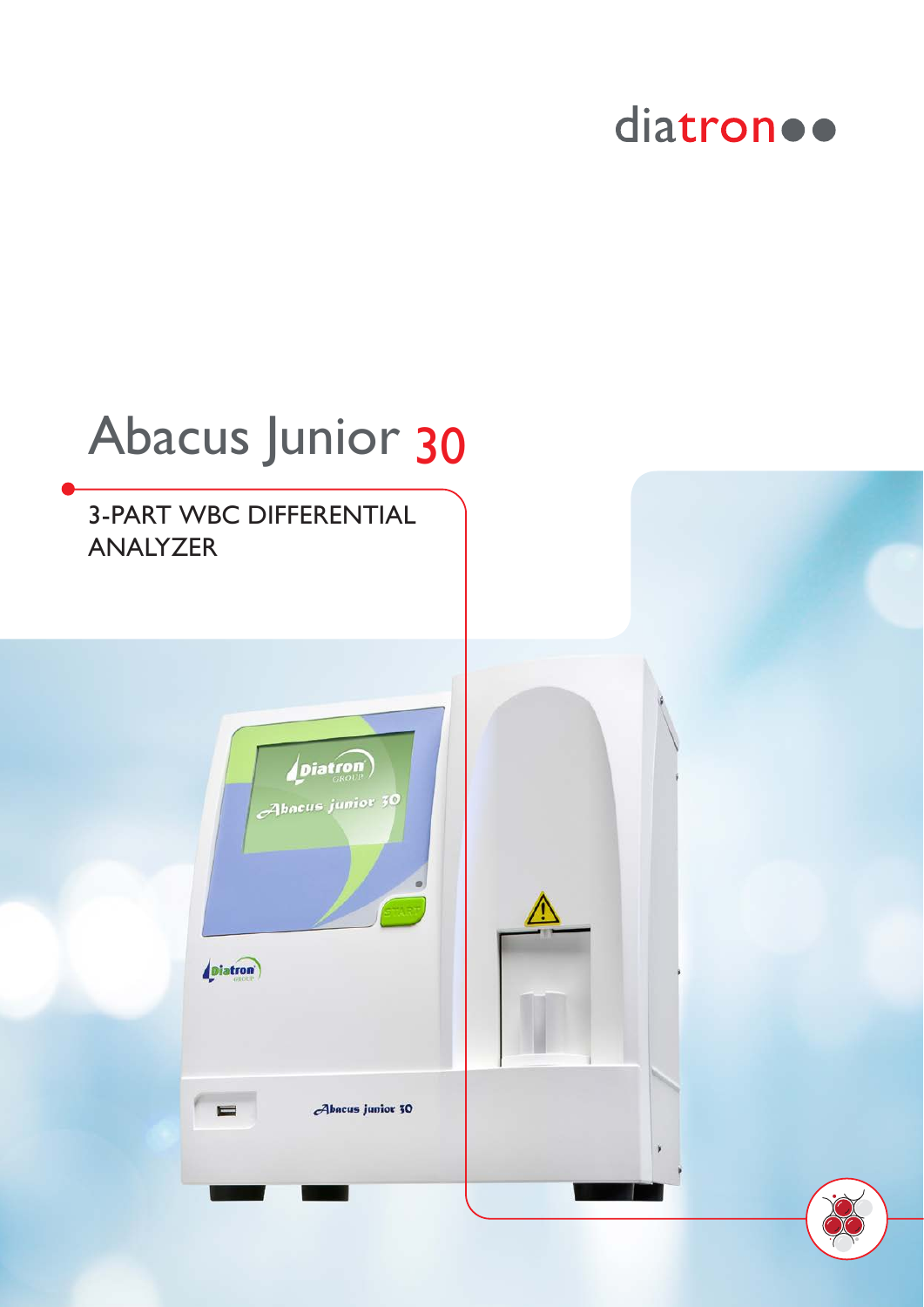diatron

# Abacus Junior 30

## 3-PART WBC DIFFERENTIAL ANALYZER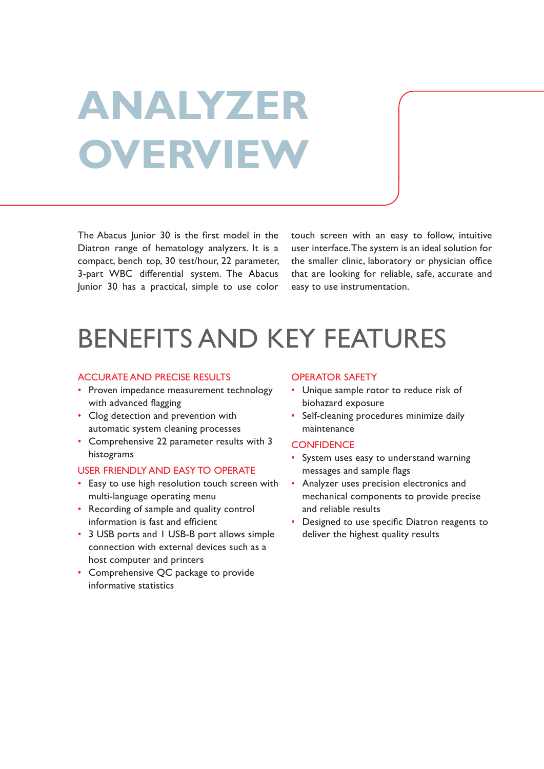# ANALYZER OVERVIEW

The Abacus Junior 30 is the first model in the Diatron range of hematology analyzers. It is a compact, bench top, 30 test/hour, 22 parameter, 3-part WBC differential system. The Abacus Junior 30 has a practical, simple to use color touch screen with an easy to follow, intuitive user interface. The system is an ideal solution for the smaller clinic, laboratory or physician office that are looking for reliable, safe, accurate and easy to use instrumentation.

# BENEFITS AND KEY FEATURES

### ACCURATE AND PRECISE RESULTS

- Proven impedance measurement technology with advanced flagging
- Clog detection and prevention with automatic system cleaning processes
- Comprehensive 22 parameter results with 3 histograms

### USER FRIENDLY AND EASY TO OPERATE

- Easy to use high resolution touch screen with multi-language operating menu
- Recording of sample and quality control information is fast and efficient
- 3 USB ports and 1 USB-B port allows simple connection with external devices such as a host computer and printers
- Comprehensive QC package to provide informative statistics

### OPERATOR SAFETY

- Unique sample rotor to reduce risk of biohazard exposure
- Self-cleaning procedures minimize daily maintenance

### CONFIDENCE

- System uses easy to understand warning messages and sample flags
- Analyzer uses precision electronics and mechanical components to provide precise and reliable results
- Designed to use specific Diatron reagents to deliver the highest quality results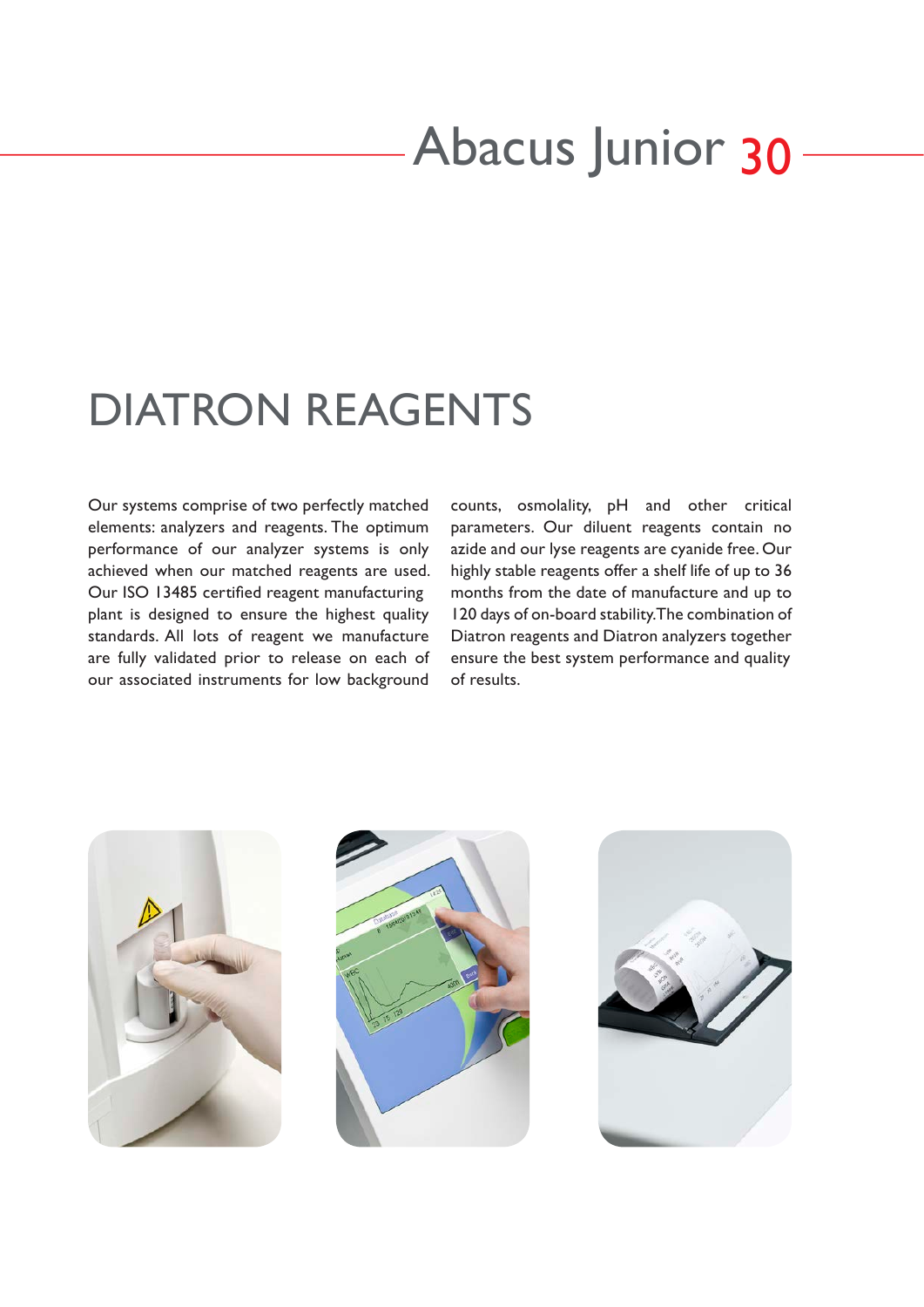# DIATRON REAGENTS

Our systems comprise of two perfectly matched elements: analyzers and reagents. The optimum performance of our analyzer systems is only achieved when our matched reagents are used. Our ISO 13485 certified reagent manufacturing plant is designed to ensure the highest quality standards. All lots of reagent we manufacture are fully validated prior to release on each of our associated instruments for low background counts, osmolality, pH and other critical parameters. Our diluent reagents contain no azide and our lyse reagents are cyanide free. Our highly stable reagents offer a shelf life of up to 36 months from the date of manufacture and up to 120 days of on-board stability. The combination of Diatron reagents and Diatron analyzers together ensure the best system performance and quality of results.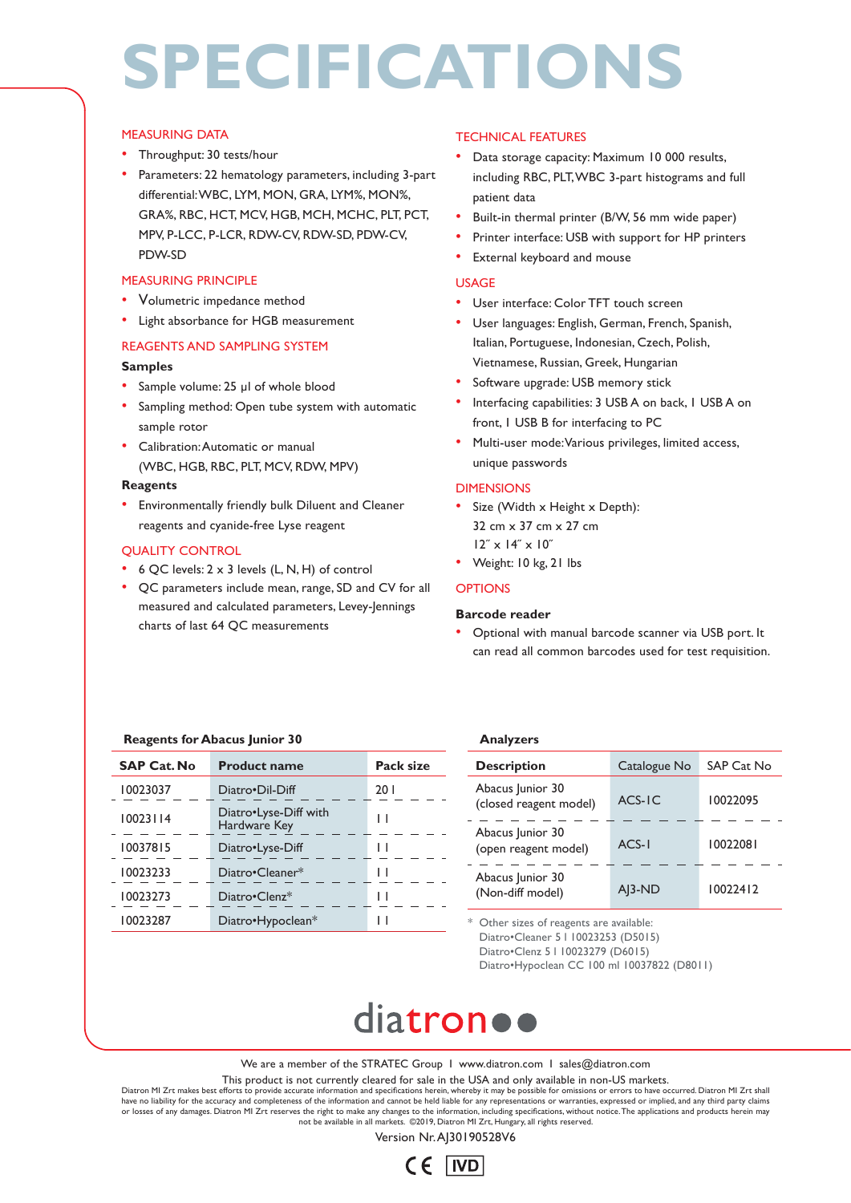# SPECIFICATIONS

## MEASURING DATA

- Throughput: 30 tests/hour
- Parameters: 22 hematology parameters, including 3-part differential: WBC, LYM, MON, GRA, LYM%, MON%, GRA%, RBC, HCT, MCV, HGB, MCH, MCHC, PLT, PCT, MPV, P-LCC, P-LCR, RDW-CV, RDW-SD, PDW-CV, PDW-SD

## MEASURING PRINCIPLE

- Volumetric impedance method
- Light absorbance for HGB measurement

## REAGENTS AND SAMPLING SYSTEM

**Samples**

- Sample volume: 25 µl of whole blood
- Sampling method: Open tube system with automatic sample rotor
- Calibration: Automatic or manual (WBC, HGB, RBC, PLT, MCV, RDW, MPV)

**Reagents**

- Environmentally friendly bulk Diluent and Cleaner reagents and cyanide-free Lyse reagent

## QUALITY CONTROL

- 6 QC levels: 2 x 3 levels (L, N, H) of control
- QC parameters include mean, range, SD and CV for all measured and calculated parameters, Levey-Jennings charts of last 64 QC measurements

## TECHNICAL FEATURES

- Data storage capacity: Maximum 10 000 results, including RBC, PLT, WBC 3-part histograms and full patient data
- Built-in thermal printer (B/W, 56 mm wide paper)
- Printer interface: USB with support for HP printers
- External keyboard and mouse

## USAGE

- User interface: Color TFT touch screen
- User languages: English, German, French, Spanish, Italian, Portuguese, Indonesian, Czech, Polish, Vietnamese, Russian, Greek, Hungarian
- Software upgrade: USB memory stick
- Interfacing capabilities: 3 USB A on back, 1 USB A on front, 1 USB B for interfacing to PC
- Multi-user mode: Various privileges, limited access, unique passwords

## DIMENSIONS

- Size (Width x Height x Depth): 32 cm x 37 cm x 27 cm 12″ x 14″ x 10″
- Weight: 10 kg, 21 lbs

## OPTIONS

**Barcode reader**

- Optional with manual barcode scanner via USB port. It can read all common barcodes used for test requisition.

**Reagents for Abacus Junior 30**

| SAP Cat. No | Product name | Pack size |
|---|---|---|
| 10023037 | Diatro•Dil-Diff | 20 l |
| 10023114 | Diatro•Lyse-Diff with Hardware Key | 1 l |
| 10037815 | Diatro•Lyse-Diff | 1 l |
| 10023233 | Diatro•Cleaner* | 1 l |
| 10023273 | Diatro•Clenz* | 1 l |
| 10023287 | Diatro•Hypoclean* | 1 l |

**Analyzers**

| Description | Catalogue No | SAP Cat No |
|---|---|---|
| Abacus Junior 30 (closed reagent model) | ACS-1C | 10022095 |
| Abacus Junior 30 (open reagent model) | ACS-1 | 10022081 |
| Abacus Junior 30 (Non-diff model) | AJ3-ND | 10022412 |

\* Other sizes of reagents are available:
Diatro•Cleaner 5 l 10023253 (D5015)
Diatro•Clenz 5 l 10023279 (D6015)
Diatro•Hypoclean CC 100 ml 10037822 (D8011)

diatron

We are a member of the STRATEC Group I www.diatron.com I sales@diatron.com

This product is not currently cleared for sale in the USA and only available in non-US markets.

Diatron MI Zrt makes best efforts to provide accurate information and specifications herein, whereby it may be possible for omissions or errors to have occurred. Diatron MI Zrt shall have no liability for the accuracy and completeness of the information and cannot be held liable for any representations or warranties, expressed or implied, and any third party claims or losses of any damages. Diatron MI Zrt reserves the right to make any changes to the information, including specifications, without notice. The applications and products herein may not be available in all markets. ©2019, Diatron MI Zrt, Hungary, all rights reserved.

Version Nr. AJ30190528V6

CE IVD